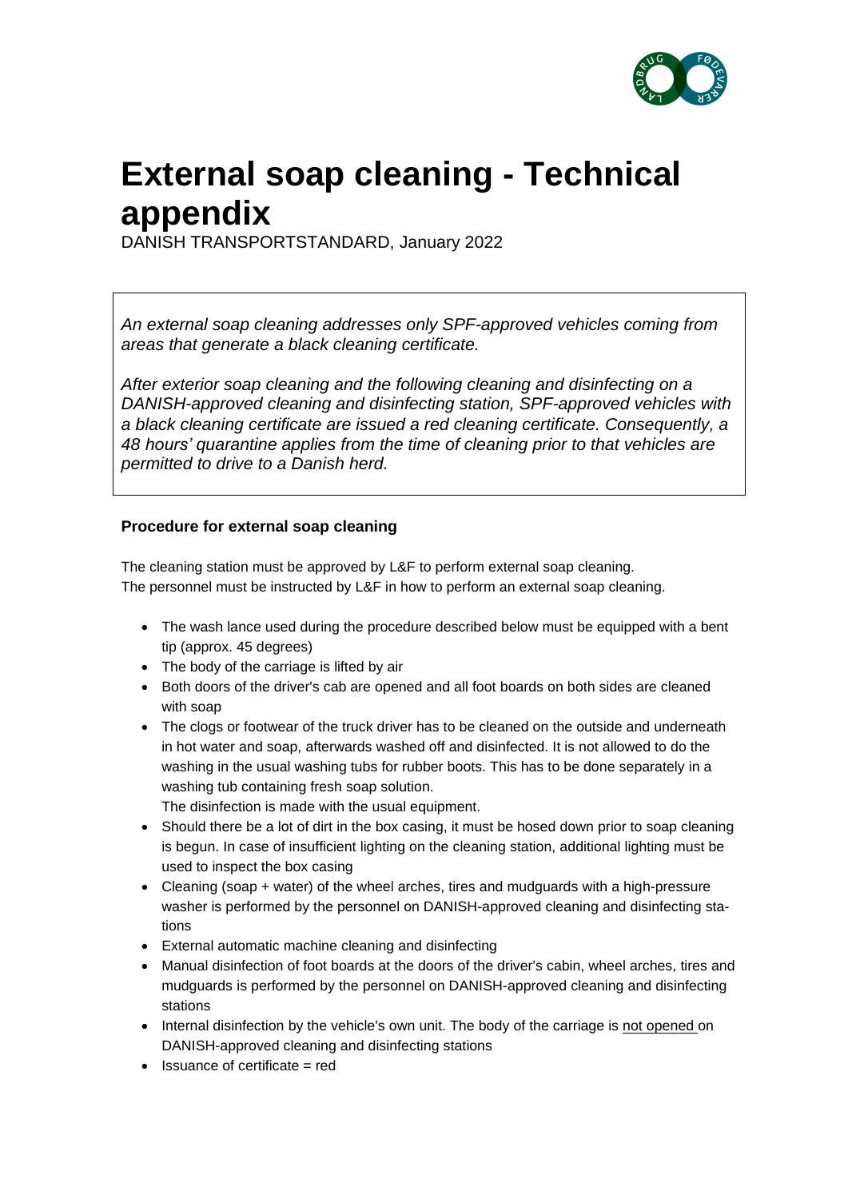# External soap cleaning - Technical appendix

DANISH TRANSPORTSTANDARD, January 2022

*An external soap cleaning addresses only SPF-approved vehicles coming from areas that generate a black cleaning certificate.*

*After exterior soap cleaning and the following cleaning and disinfecting on a DANISH-approved cleaning and disinfecting station, SPF-approved vehicles with a black cleaning certificate are issued a red cleaning certificate. Consequently, a 48 hours' quarantine applies from the time of cleaning prior to that vehicles are permitted to drive to a Danish herd.*

**Procedure for external soap cleaning**

The cleaning station must be approved by L&F to perform external soap cleaning.
The personnel must be instructed by L&F in how to perform an external soap cleaning.

- The wash lance used during the procedure described below must be equipped with a bent tip (approx. 45 degrees)
- The body of the carriage is lifted by air
- Both doors of the driver's cab are opened and all foot boards on both sides are cleaned with soap
- The clogs or footwear of the truck driver has to be cleaned on the outside and underneath in hot water and soap, afterwards washed off and disinfected. It is not allowed to do the washing in the usual washing tubs for rubber boots. This has to be done separately in a washing tub containing fresh soap solution.
  The disinfection is made with the usual equipment.
- Should there be a lot of dirt in the box casing, it must be hosed down prior to soap cleaning is begun. In case of insufficient lighting on the cleaning station, additional lighting must be used to inspect the box casing
- Cleaning (soap + water) of the wheel arches, tires and mudguards with a high-pressure washer is performed by the personnel on DANISH-approved cleaning and disinfecting stations
- External automatic machine cleaning and disinfecting
- Manual disinfection of foot boards at the doors of the driver's cabin, wheel arches, tires and mudguards is performed by the personnel on DANISH-approved cleaning and disinfecting stations
- Internal disinfection by the vehicle's own unit. The body of the carriage is <u>not opened</u> on DANISH-approved cleaning and disinfecting stations
- Issuance of certificate = red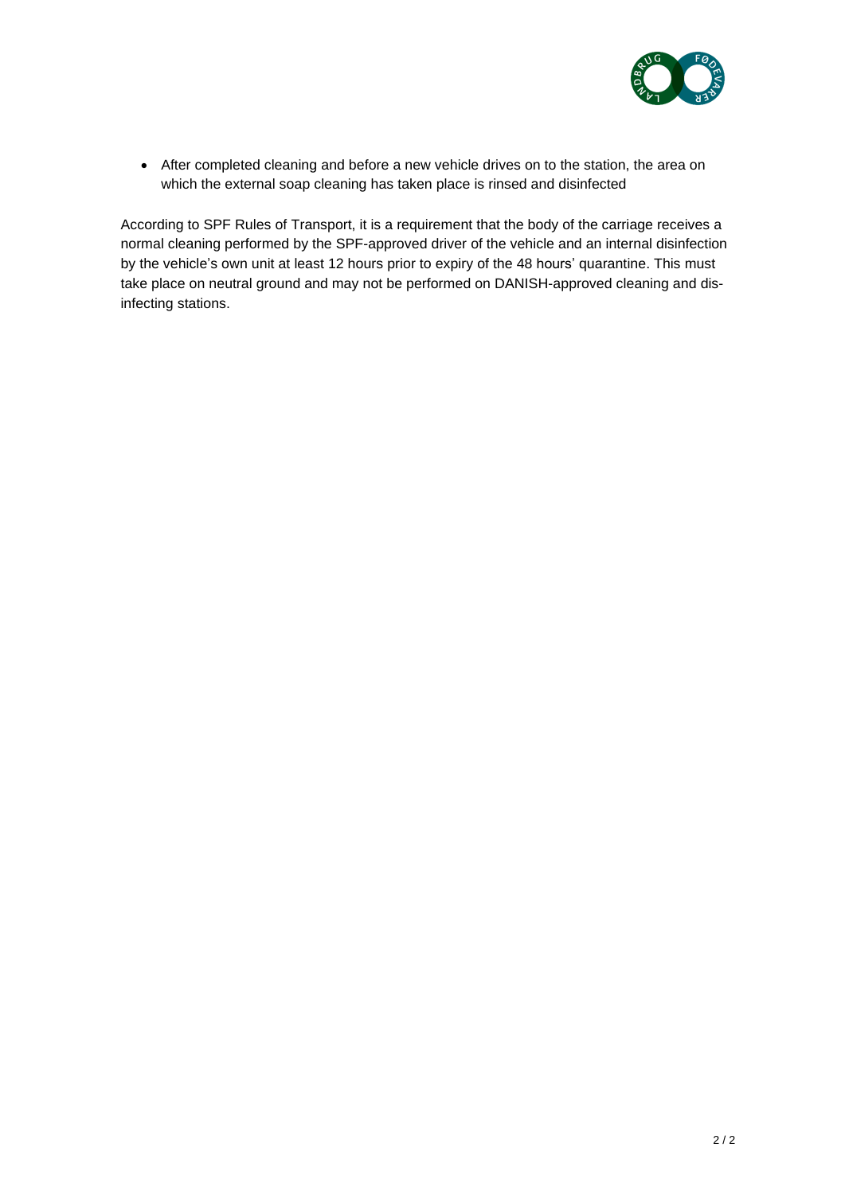- After completed cleaning and before a new vehicle drives on to the station, the area on which the external soap cleaning has taken place is rinsed and disinfected

According to SPF Rules of Transport, it is a requirement that the body of the carriage receives a normal cleaning performed by the SPF-approved driver of the vehicle and an internal disinfection by the vehicle's own unit at least 12 hours prior to expiry of the 48 hours' quarantine. This must take place on neutral ground and may not be performed on DANISH-approved cleaning and disinfecting stations.